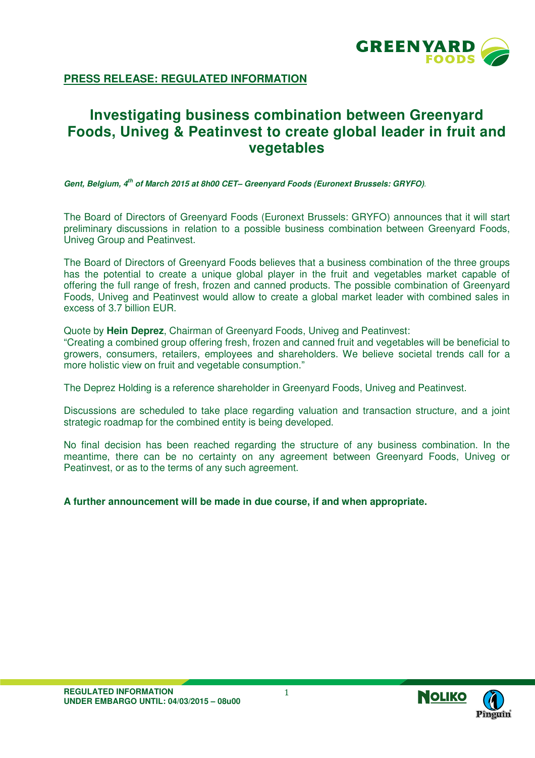**PRESS RELEASE: REGULATED INFORMATION**

# Investigating business combination between Greenyard Foods, Univeg & Peatinvest to create global leader in fruit and vegetables

***Gent, Belgium, 4th of March 2015 at 8h00 CET– Greenyard Foods (Euronext Brussels: GRYFO)***.

The Board of Directors of Greenyard Foods (Euronext Brussels: GRYFO) announces that it will start preliminary discussions in relation to a possible business combination between Greenyard Foods, Univeg Group and Peatinvest.

The Board of Directors of Greenyard Foods believes that a business combination of the three groups has the potential to create a unique global player in the fruit and vegetables market capable of offering the full range of fresh, frozen and canned products. The possible combination of Greenyard Foods, Univeg and Peatinvest would allow to create a global market leader with combined sales in excess of 3.7 billion EUR.

Quote by **Hein Deprez**, Chairman of Greenyard Foods, Univeg and Peatinvest:
"Creating a combined group offering fresh, frozen and canned fruit and vegetables will be beneficial to growers, consumers, retailers, employees and shareholders. We believe societal trends call for a more holistic view on fruit and vegetable consumption."

The Deprez Holding is a reference shareholder in Greenyard Foods, Univeg and Peatinvest.

Discussions are scheduled to take place regarding valuation and transaction structure, and a joint strategic roadmap for the combined entity is being developed.

No final decision has been reached regarding the structure of any business combination. In the meantime, there can be no certainty on any agreement between Greenyard Foods, Univeg or Peatinvest, or as to the terms of any such agreement.

**A further announcement will be made in due course, if and when appropriate.**

**REGULATED INFORMATION**
**UNDER EMBARGO UNTIL: 04/03/2015 – 08u00**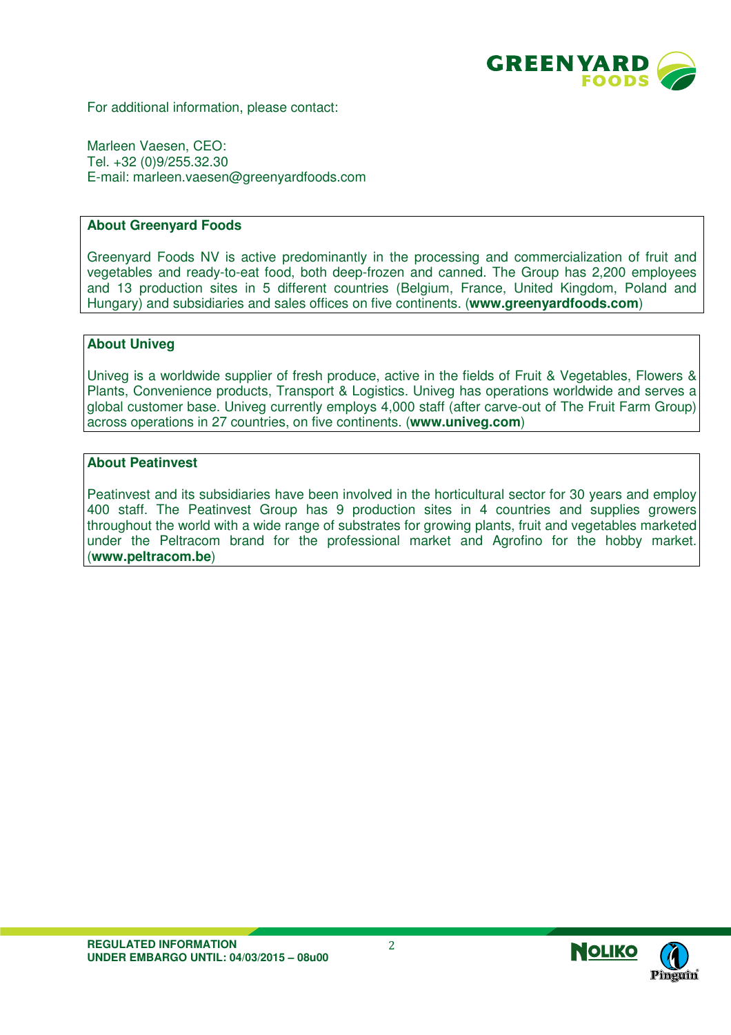For additional information, please contact:

Marleen Vaesen, CEO:
Tel. +32 (0)9/255.32.30
E-mail: marleen.vaesen@greenyardfoods.com

**About Greenyard Foods**

Greenyard Foods NV is active predominantly in the processing and commercialization of fruit and vegetables and ready-to-eat food, both deep-frozen and canned. The Group has 2,200 employees and 13 production sites in 5 different countries (Belgium, France, United Kingdom, Poland and Hungary) and subsidiaries and sales offices on five continents. (**www.greenyardfoods.com**)

**About Univeg**

Univeg is a worldwide supplier of fresh produce, active in the fields of Fruit & Vegetables, Flowers & Plants, Convenience products, Transport & Logistics. Univeg has operations worldwide and serves a global customer base. Univeg currently employs 4,000 staff (after carve-out of The Fruit Farm Group) across operations in 27 countries, on five continents. (**www.univeg.com**)

**About Peatinvest**

Peatinvest and its subsidiaries have been involved in the horticultural sector for 30 years and employ 400 staff. The Peatinvest Group has 9 production sites in 4 countries and supplies growers throughout the world with a wide range of substrates for growing plants, fruit and vegetables marketed under the Peltracom brand for the professional market and Agrofino for the hobby market. (**www.peltracom.be**)

**REGULATED INFORMATION**
**UNDER EMBARGO UNTIL: 04/03/2015 – 08u00**